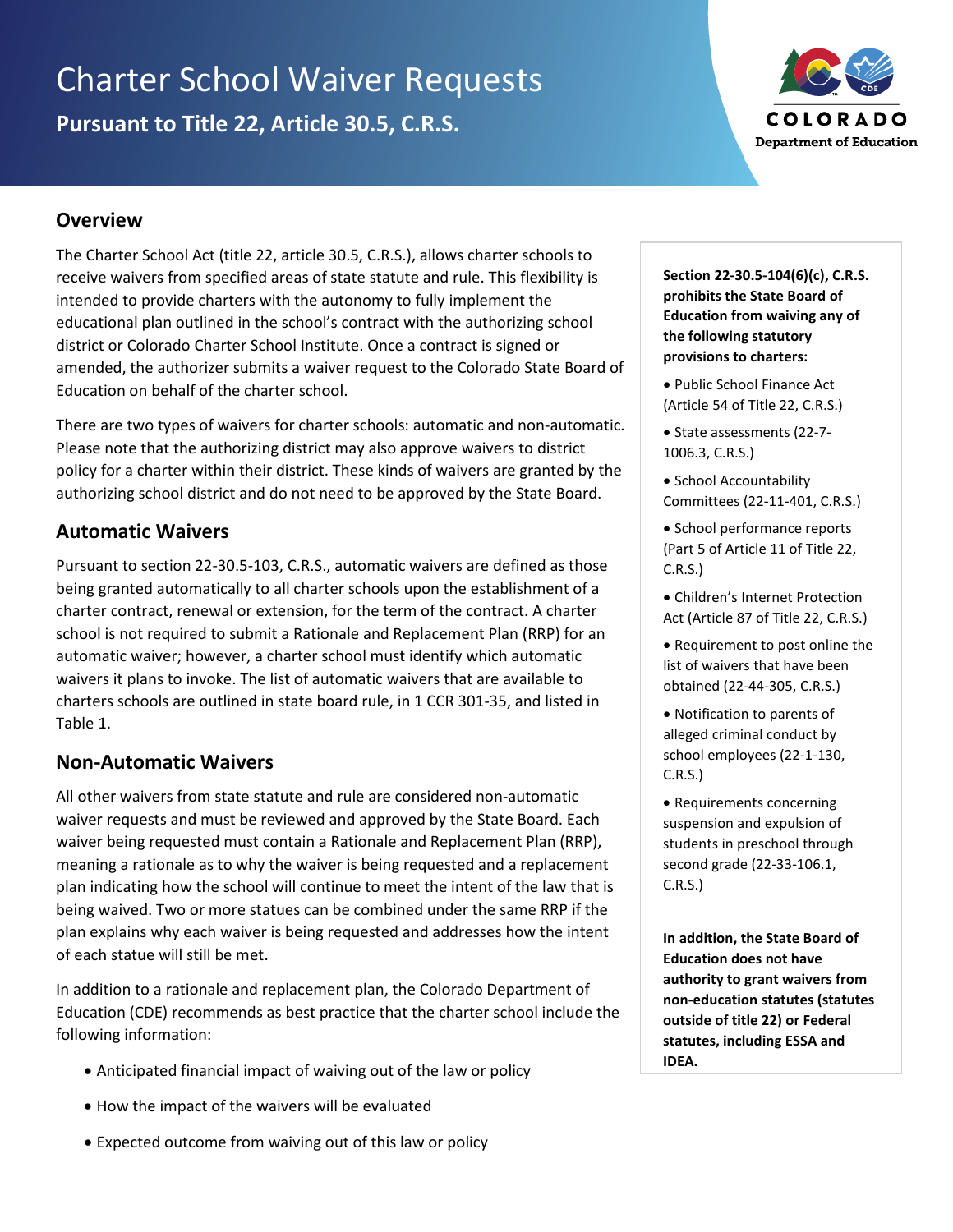# Charter School Waiver Requests

**Pursuant to Title 22, Article 30.5, C.R.S.**

## Overview

The Charter School Act (title 22, article 30.5, C.R.S.), allows charter schools to receive waivers from specified areas of state statute and rule. This flexibility is intended to provide charters with the autonomy to fully implement the educational plan outlined in the school's contract with the authorizing school district or Colorado Charter School Institute. Once a contract is signed or amended, the authorizer submits a waiver request to the Colorado State Board of Education on behalf of the charter school.

There are two types of waivers for charter schools: automatic and non-automatic. Please note that the authorizing district may also approve waivers to district policy for a charter within their district. These kinds of waivers are granted by the authorizing school district and do not need to be approved by the State Board.

## Automatic Waivers

Pursuant to section 22-30.5-103, C.R.S., automatic waivers are defined as those being granted automatically to all charter schools upon the establishment of a charter contract, renewal or extension, for the term of the contract. A charter school is not required to submit a Rationale and Replacement Plan (RRP) for an automatic waiver; however, a charter school must identify which automatic waivers it plans to invoke. The list of automatic waivers that are available to charters schools are outlined in state board rule, in 1 CCR 301-35, and listed in Table 1.

## Non-Automatic Waivers

All other waivers from state statute and rule are considered non-automatic waiver requests and must be reviewed and approved by the State Board. Each waiver being requested must contain a Rationale and Replacement Plan (RRP), meaning a rationale as to why the waiver is being requested and a replacement plan indicating how the school will continue to meet the intent of the law that is being waived. Two or more statues can be combined under the same RRP if the plan explains why each waiver is being requested and addresses how the intent of each statue will still be met.

In addition to a rationale and replacement plan, the Colorado Department of Education (CDE) recommends as best practice that the charter school include the following information:

- Anticipated financial impact of waiving out of the law or policy
- How the impact of the waivers will be evaluated
- Expected outcome from waiving out of this law or policy

**Section 22-30.5-104(6)(c), C.R.S. prohibits the State Board of Education from waiving any of the following statutory provisions to charters:**

- Public School Finance Act (Article 54 of Title 22, C.R.S.)
- State assessments (22-7-1006.3, C.R.S.)
- School Accountability Committees (22-11-401, C.R.S.)
- School performance reports (Part 5 of Article 11 of Title 22, C.R.S.)
- Children's Internet Protection Act (Article 87 of Title 22, C.R.S.)
- Requirement to post online the list of waivers that have been obtained (22-44-305, C.R.S.)
- Notification to parents of alleged criminal conduct by school employees (22-1-130, C.R.S.)
- Requirements concerning suspension and expulsion of students in preschool through second grade (22-33-106.1, C.R.S.)

**In addition, the State Board of Education does not have authority to grant waivers from non-education statutes (statutes outside of title 22) or Federal statutes, including ESSA and IDEA.**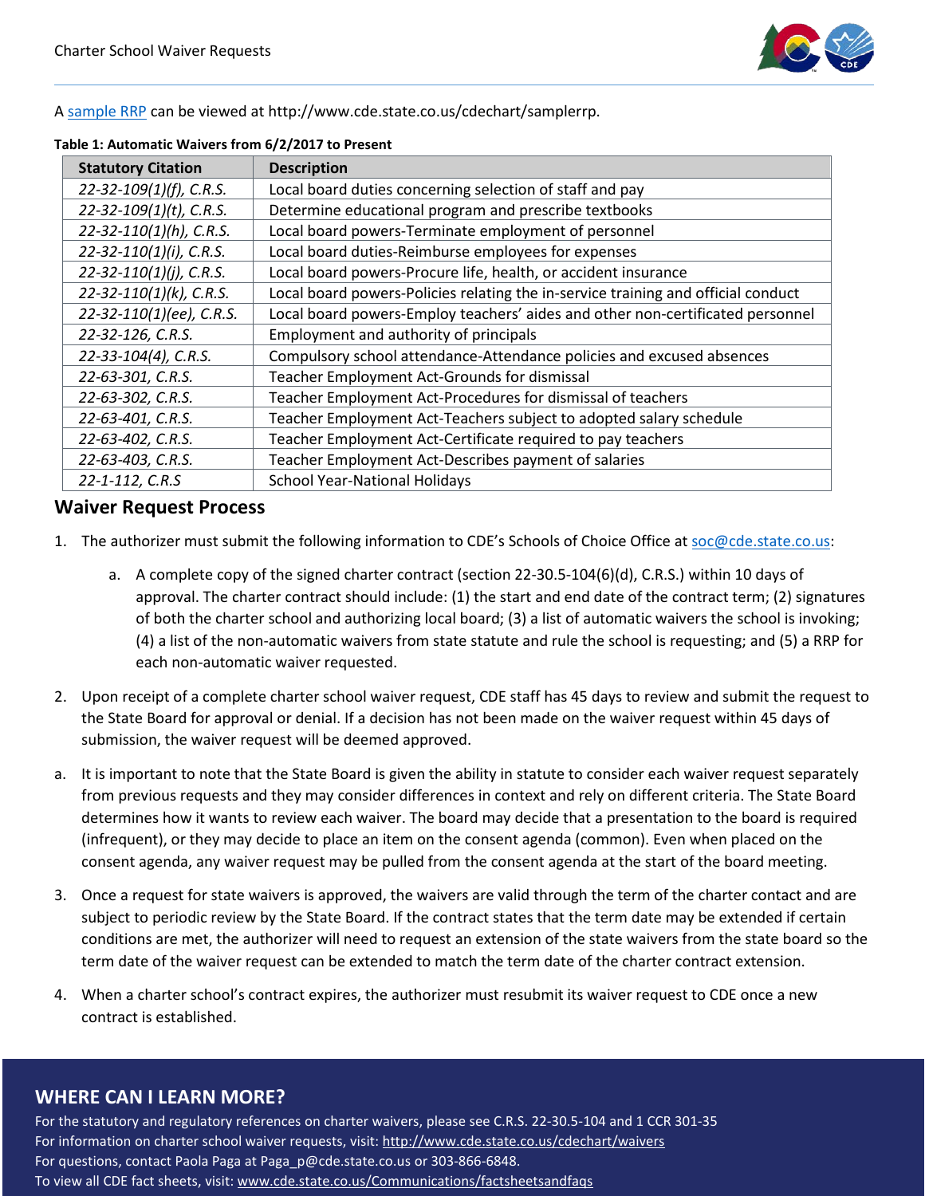A [sample RRP](http://www.cde.state.co.us/cdechart/samplerrp) can be viewed at http://www.cde.state.co.us/cdechart/samplerrp.

**Table 1: Automatic Waivers from 6/2/2017 to Present**

| Statutory Citation | Description |
|---|---|
| *22-32-109(1)(f), C.R.S.* | Local board duties concerning selection of staff and pay |
| *22-32-109(1)(t), C.R.S.* | Determine educational program and prescribe textbooks |
| *22-32-110(1)(h), C.R.S.* | Local board powers-Terminate employment of personnel |
| *22-32-110(1)(i), C.R.S.* | Local board duties-Reimburse employees for expenses |
| *22-32-110(1)(j), C.R.S.* | Local board powers-Procure life, health, or accident insurance |
| *22-32-110(1)(k), C.R.S.* | Local board powers-Policies relating the in-service training and official conduct |
| *22-32-110(1)(ee), C.R.S.* | Local board powers-Employ teachers' aides and other non-certificated personnel |
| *22-32-126, C.R.S.* | Employment and authority of principals |
| *22-33-104(4), C.R.S.* | Compulsory school attendance-Attendance policies and excused absences |
| *22-63-301, C.R.S.* | Teacher Employment Act-Grounds for dismissal |
| *22-63-302, C.R.S.* | Teacher Employment Act-Procedures for dismissal of teachers |
| *22-63-401, C.R.S.* | Teacher Employment Act-Teachers subject to adopted salary schedule |
| *22-63-402, C.R.S.* | Teacher Employment Act-Certificate required to pay teachers |
| *22-63-403, C.R.S.* | Teacher Employment Act-Describes payment of salaries |
| *22-1-112, C.R.S* | School Year-National Holidays |

## Waiver Request Process

1. The authorizer must submit the following information to CDE's Schools of Choice Office at [soc@cde.state.co.us](mailto:soc@cde.state.co.us):
   a. A complete copy of the signed charter contract (section 22-30.5-104(6)(d), C.R.S.) within 10 days of approval. The charter contract should include: (1) the start and end date of the contract term; (2) signatures of both the charter school and authorizing local board; (3) a list of automatic waivers the school is invoking; (4) a list of the non-automatic waivers from state statute and rule the school is requesting; and (5) a RRP for each non-automatic waiver requested.
2. Upon receipt of a complete charter school waiver request, CDE staff has 45 days to review and submit the request to the State Board for approval or denial. If a decision has not been made on the waiver request within 45 days of submission, the waiver request will be deemed approved.

a. It is important to note that the State Board is given the ability in statute to consider each waiver request separately from previous requests and they may consider differences in context and rely on different criteria. The State Board determines how it wants to review each waiver. The board may decide that a presentation to the board is required (infrequent), or they may decide to place an item on the consent agenda (common). Even when placed on the consent agenda, any waiver request may be pulled from the consent agenda at the start of the board meeting.

3. Once a request for state waivers is approved, the waivers are valid through the term of the charter contact and are subject to periodic review by the State Board. If the contract states that the term date may be extended if certain conditions are met, the authorizer will need to request an extension of the state waivers from the state board so the term date of the waiver request can be extended to match the term date of the charter contract extension.
4. When a charter school's contract expires, the authorizer must resubmit its waiver request to CDE once a new contract is established.

## WHERE CAN I LEARN MORE?

For the statutory and regulatory references on charter waivers, please see C.R.S. 22-30.5-104 and 1 CCR 301-35
For information on charter school waiver requests, visit: [http://www.cde.state.co.us/cdechart/waivers](http://www.cde.state.co.us/cdechart/waivers)
For questions, contact Paola Paga at Paga_p@cde.state.co.us or 303-866-6848.
To view all CDE fact sheets, visit: [www.cde.state.co.us/Communications/factsheetsandfaqs](http://www.cde.state.co.us/Communications/factsheetsandfaqs)